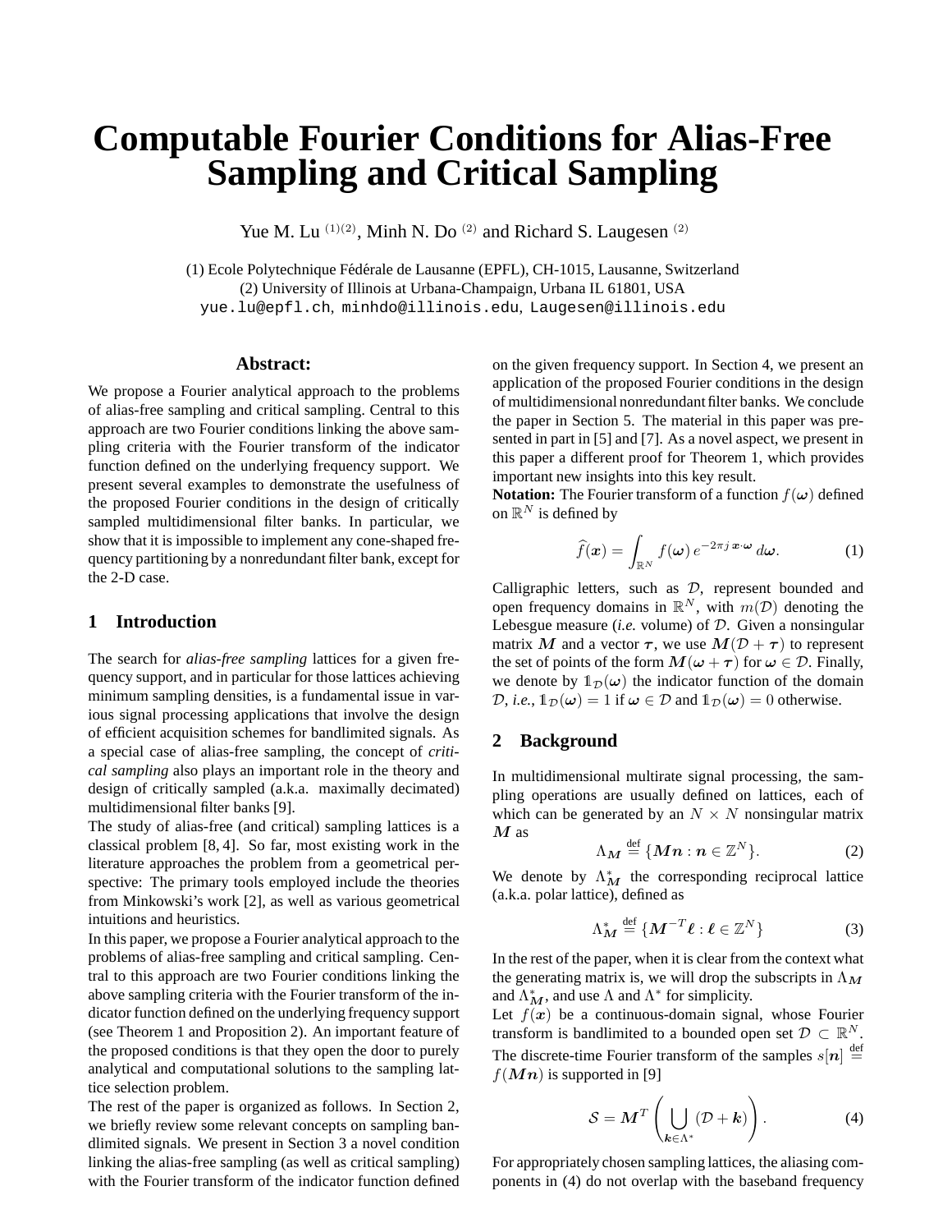# Computable Fourier Conditions for Alias-Free Sampling and Critical Sampling

Yue M. Lu [(1)(2)], Minh N. Do [(2)] and Richard S. Laugesen [(2)]

(1) Ecole Polytechnique Fédérale de Lausanne (EPFL), CH-1015, Lausanne, Switzerland
(2) University of Illinois at Urbana-Champaign, Urbana IL 61801, USA
yue.lu@epfl.ch, minhdo@illinois.edu, Laugesen@illinois.edu

**Abstract:**

We propose a Fourier analytical approach to the problems of alias-free sampling and critical sampling. Central to this approach are two Fourier conditions linking the above sampling criteria with the Fourier transform of the indicator function defined on the underlying frequency support. We present several examples to demonstrate the usefulness of the proposed Fourier conditions in the design of critically sampled multidimensional filter banks. In particular, we show that it is impossible to implement any cone-shaped frequency partitioning by a nonredundant filter bank, except for the 2-D case.

## 1 Introduction

The search for *alias-free sampling* lattices for a given frequency support, and in particular for those lattices achieving minimum sampling densities, is a fundamental issue in various signal processing applications that involve the design of efficient acquisition schemes for bandlimited signals. As a special case of alias-free sampling, the concept of *critical sampling* also plays an important role in the theory and design of critically sampled (a.k.a. maximally decimated) multidimensional filter banks [9].

The study of alias-free (and critical) sampling lattices is a classical problem [8, 4]. So far, most existing work in the literature approaches the problem from a geometrical perspective: The primary tools employed include the theories from Minkowski's work [2], as well as various geometrical intuitions and heuristics.

In this paper, we propose a Fourier analytical approach to the problems of alias-free sampling and critical sampling. Central to this approach are two Fourier conditions linking the above sampling criteria with the Fourier transform of the indicator function defined on the underlying frequency support (see Theorem 1 and Proposition 2). An important feature of the proposed conditions is that they open the door to purely analytical and computational solutions to the sampling lattice selection problem.

The rest of the paper is organized as follows. In Section 2, we briefly review some relevant concepts on sampling bandlimited signals. We present in Section 3 a novel condition linking the alias-free sampling (as well as critical sampling) with the Fourier transform of the indicator function defined on the given frequency support. In Section 4, we present an application of the proposed Fourier conditions in the design of multidimensional nonredundant filter banks. We conclude the paper in Section 5. The material in this paper was presented in part in [5] and [7]. As a novel aspect, we present in this paper a different proof for Theorem 1, which provides important new insights into this key result.

**Notation:** The Fourier transform of a function $f(\boldsymbol{\omega})$ defined on $\mathbb{R}^N$ is defined by

$$\widehat{f}(\boldsymbol{x}) = \int_{\mathbb{R}^N} f(\boldsymbol{\omega})\, e^{-2\pi j\, \boldsymbol{x}\cdot\boldsymbol{\omega}}\, d\boldsymbol{\omega}. \tag{1}$$

Calligraphic letters, such as $\mathcal{D}$, represent bounded and open frequency domains in $\mathbb{R}^N$, with $m(\mathcal{D})$ denoting the Lebesgue measure (*i.e.* volume) of $\mathcal{D}$. Given a nonsingular matrix $\boldsymbol{M}$ and a vector $\boldsymbol{\tau}$, we use $\boldsymbol{M}(\mathcal{D}+\boldsymbol{\tau})$ to represent the set of points of the form $\boldsymbol{M}(\boldsymbol{\omega}+\boldsymbol{\tau})$ for $\boldsymbol{\omega} \in \mathcal{D}$. Finally, we denote by $\mathbb{1}_{\mathcal{D}}(\boldsymbol{\omega})$ the indicator function of the domain $\mathcal{D}$, *i.e.*, $\mathbb{1}_{\mathcal{D}}(\boldsymbol{\omega}) = 1$ if $\boldsymbol{\omega} \in \mathcal{D}$ and $\mathbb{1}_{\mathcal{D}}(\boldsymbol{\omega}) = 0$ otherwise.

## 2 Background

In multidimensional multirate signal processing, the sampling operations are usually defined on lattices, each of which can be generated by an $N \times N$ nonsingular matrix $\boldsymbol{M}$ as

$$\Lambda_{\boldsymbol{M}} \stackrel{\text{def}}{=} \{\boldsymbol{M}\boldsymbol{n} : \boldsymbol{n} \in \mathbb{Z}^N\}. \tag{2}$$

We denote by $\Lambda^*_{\boldsymbol{M}}$ the corresponding reciprocal lattice (a.k.a. polar lattice), defined as

$$\Lambda^*_{\boldsymbol{M}} \stackrel{\text{def}}{=} \{\boldsymbol{M}^{-T}\boldsymbol{\ell} : \boldsymbol{\ell} \in \mathbb{Z}^N\} \tag{3}$$

In the rest of the paper, when it is clear from the context what the generating matrix is, we will drop the subscripts in $\Lambda_{\boldsymbol{M}}$ and $\Lambda^*_{\boldsymbol{M}}$, and use $\Lambda$ and $\Lambda^*$ for simplicity.

Let $f(\boldsymbol{x})$ be a continuous-domain signal, whose Fourier transform is bandlimited to a bounded open set $\mathcal{D} \subset \mathbb{R}^N$. The discrete-time Fourier transform of the samples $s[\boldsymbol{n}] \stackrel{\text{def}}{=} f(\boldsymbol{M}\boldsymbol{n})$ is supported in [9]

$$\mathcal{S} = \boldsymbol{M}^T \left( \bigcup_{\boldsymbol{k}\in\Lambda^*} (\mathcal{D} + \boldsymbol{k}) \right). \tag{4}$$

For appropriately chosen sampling lattices, the aliasing components in (4) do not overlap with the baseband frequency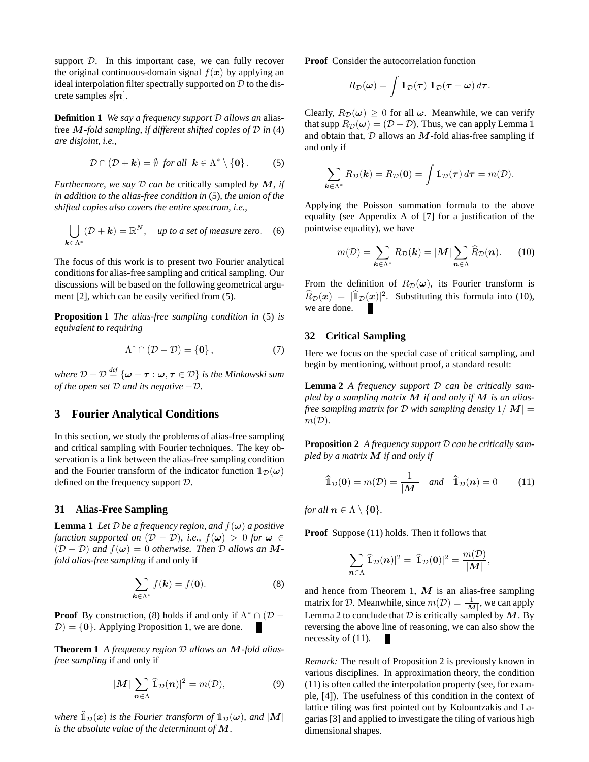support $\mathcal{D}$. In this important case, we can fully recover the original continuous-domain signal $f(\boldsymbol{x})$ by applying an ideal interpolation filter spectrally supported on $\mathcal{D}$ to the discrete samples $s[\boldsymbol{n}]$.

**Definition 1** *We say a frequency support $\mathcal{D}$ allows an* alias-free $\boldsymbol{M}$-fold sampling, *if different shifted copies of $\mathcal{D}$ in* (4) *are disjoint, i.e.,*

$$\mathcal{D} \cap (\mathcal{D} + \boldsymbol{k}) = \emptyset \quad \text{for all} \quad \boldsymbol{k} \in \Lambda^* \setminus \{\boldsymbol{0}\}. \tag{5}$$

*Furthermore, we say $\mathcal{D}$ can be* critically sampled *by $\boldsymbol{M}$, if in addition to the alias-free condition in* (5)*, the union of the shifted copies also covers the entire spectrum, i.e.,*

$$\bigcup_{\boldsymbol{k} \in \Lambda^*} (\mathcal{D} + \boldsymbol{k}) = \mathbb{R}^N, \quad \text{up to a set of measure zero}. \tag{6}$$

The focus of this work is to present two Fourier analytical conditions for alias-free sampling and critical sampling. Our discussions will be based on the following geometrical argument [2], which can be easily verified from (5).

**Proposition 1** *The alias-free sampling condition in* (5) *is equivalent to requiring*

$$\Lambda^* \cap (\mathcal{D} - \mathcal{D}) = \{\boldsymbol{0}\}, \tag{7}$$

*where $\mathcal{D} - \mathcal{D} \stackrel{def}{=} \{\boldsymbol{\omega} - \boldsymbol{\tau} : \boldsymbol{\omega}, \boldsymbol{\tau} \in \mathcal{D}\}$ is the Minkowski sum of the open set $\mathcal{D}$ and its negative $-\mathcal{D}$.*

## 3 Fourier Analytical Conditions

In this section, we study the problems of alias-free sampling and critical sampling with Fourier techniques. The key observation is a link between the alias-free sampling condition and the Fourier transform of the indicator function $\mathbb{1}_{\mathcal{D}}(\boldsymbol{\omega})$ defined on the frequency support $\mathcal{D}$.

### 31 Alias-Free Sampling

**Lemma 1** *Let $\mathcal{D}$ be a frequency region, and $f(\boldsymbol{\omega})$ a positive function supported on $(\mathcal{D} - \mathcal{D})$, i.e., $f(\boldsymbol{\omega}) > 0$ for $\boldsymbol{\omega} \in (\mathcal{D} - \mathcal{D})$ and $f(\boldsymbol{\omega}) = 0$ otherwise. Then $\mathcal{D}$ allows an $\boldsymbol{M}$-fold alias-free sampling* if and only if

$$\sum_{\boldsymbol{k} \in \Lambda^*} f(\boldsymbol{k}) = f(\boldsymbol{0}). \tag{8}$$

**Proof** By construction, (8) holds if and only if $\Lambda^* \cap (\mathcal{D} - \mathcal{D}) = \{\boldsymbol{0}\}$. Applying Proposition 1, we are done. ∎

**Theorem 1** *A frequency region $\mathcal{D}$ allows an $\boldsymbol{M}$-fold alias-free sampling* if and only if

$$|\boldsymbol{M}| \sum_{\boldsymbol{n} \in \Lambda} |\widehat{\mathbb{1}}_{\mathcal{D}}(\boldsymbol{n})|^2 = m(\mathcal{D}), \tag{9}$$

*where $\widehat{\mathbb{1}}_{\mathcal{D}}(\boldsymbol{x})$ is the Fourier transform of $\mathbb{1}_{\mathcal{D}}(\boldsymbol{\omega})$, and $|\boldsymbol{M}|$ is the absolute value of the determinant of $\boldsymbol{M}$.*

**Proof** Consider the autocorrelation function

$$R_{\mathcal{D}}(\boldsymbol{\omega}) = \int \mathbb{1}_{\mathcal{D}}(\boldsymbol{\tau})\, \mathbb{1}_{\mathcal{D}}(\boldsymbol{\tau} - \boldsymbol{\omega})\, d\boldsymbol{\tau}.$$

Clearly, $R_{\mathcal{D}}(\boldsymbol{\omega}) \geq 0$ for all $\boldsymbol{\omega}$. Meanwhile, we can verify that $\operatorname{supp} R_{\mathcal{D}}(\boldsymbol{\omega}) = (\mathcal{D} - \mathcal{D})$. Thus, we can apply Lemma 1 and obtain that, $\mathcal{D}$ allows an $\boldsymbol{M}$-fold alias-free sampling if and only if

$$\sum_{\boldsymbol{k} \in \Lambda^*} R_{\mathcal{D}}(\boldsymbol{k}) = R_{\mathcal{D}}(\boldsymbol{0}) = \int \mathbb{1}_{\mathcal{D}}(\boldsymbol{\tau})\, d\boldsymbol{\tau} = m(\mathcal{D}).$$

Applying the Poisson summation formula to the above equality (see Appendix A of [7] for a justification of the pointwise equality), we have

$$m(\mathcal{D}) = \sum_{\boldsymbol{k} \in \Lambda^*} R_{\mathcal{D}}(\boldsymbol{k}) = |\boldsymbol{M}| \sum_{\boldsymbol{n} \in \Lambda} \widehat{R}_{\mathcal{D}}(\boldsymbol{n}). \tag{10}$$

From the definition of $R_{\mathcal{D}}(\boldsymbol{\omega})$, its Fourier transform is $\widehat{R}_{\mathcal{D}}(\boldsymbol{x}) = |\widehat{\mathbb{1}}_{\mathcal{D}}(\boldsymbol{x})|^2$. Substituting this formula into (10), we are done. ∎

### 32 Critical Sampling

Here we focus on the special case of critical sampling, and begin by mentioning, without proof, a standard result:

**Lemma 2** *A frequency support $\mathcal{D}$ can be critically sampled by a sampling matrix $\boldsymbol{M}$ if and only if $\boldsymbol{M}$ is an alias-free sampling matrix for $\mathcal{D}$ with sampling density $1/|\boldsymbol{M}| = m(\mathcal{D})$.*

**Proposition 2** *A frequency support $\mathcal{D}$ can be critically sampled by a matrix $\boldsymbol{M}$ if and only if*

$$\widehat{\mathbb{1}}_{\mathcal{D}}(\boldsymbol{0}) = m(\mathcal{D}) = \frac{1}{|\boldsymbol{M}|} \quad \text{and} \quad \widehat{\mathbb{1}}_{\mathcal{D}}(\boldsymbol{n}) = 0 \tag{11}$$

*for all $\boldsymbol{n} \in \Lambda \setminus \{\boldsymbol{0}\}$.*

**Proof** Suppose (11) holds. Then it follows that

$$\sum_{\boldsymbol{n} \in \Lambda} |\widehat{\mathbb{1}}_{\mathcal{D}}(\boldsymbol{n})|^2 = |\widehat{\mathbb{1}}_{\mathcal{D}}(\boldsymbol{0})|^2 = \frac{m(\mathcal{D})}{|\boldsymbol{M}|},$$

and hence from Theorem 1, $\boldsymbol{M}$ is an alias-free sampling matrix for $\mathcal{D}$. Meanwhile, since $m(\mathcal{D}) = \frac{1}{|\boldsymbol{M}|}$, we can apply Lemma 2 to conclude that $\mathcal{D}$ is critically sampled by $\boldsymbol{M}$. By reversing the above line of reasoning, we can also show the necessity of (11). ∎

*Remark:* The result of Proposition 2 is previously known in various disciplines. In approximation theory, the condition (11) is often called the interpolation property (see, for example, [4]). The usefulness of this condition in the context of lattice tiling was first pointed out by Kolountzakis and Lagarias [3] and applied to investigate the tiling of various high dimensional shapes.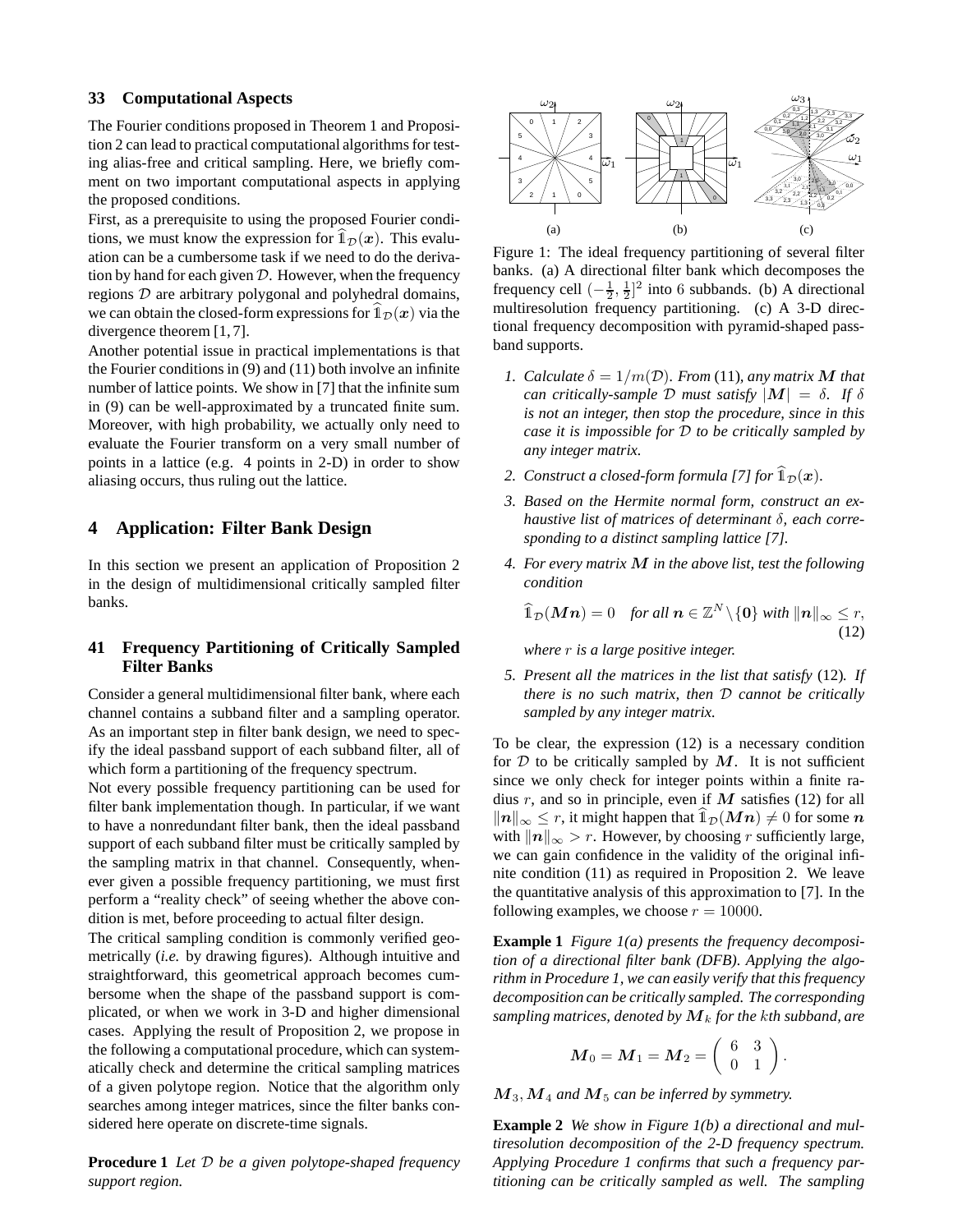### 3.3 Computational Aspects

The Fourier conditions proposed in Theorem 1 and Proposition 2 can lead to practical computational algorithms for testing alias-free and critical sampling. Here, we briefly comment on two important computational aspects in applying the proposed conditions.

First, as a prerequisite to using the proposed Fourier conditions, we must know the expression for $\widehat{\mathbb{1}}_{\mathcal{D}}(\boldsymbol{x})$. This evaluation can be a cumbersome task if we need to do the derivation by hand for each given $\mathcal{D}$. However, when the frequency regions $\mathcal{D}$ are arbitrary polygonal and polyhedral domains, we can obtain the closed-form expressions for $\widehat{\mathbb{1}}_{\mathcal{D}}(\boldsymbol{x})$ via the divergence theorem [1, 7].

Another potential issue in practical implementations is that the Fourier conditions in (9) and (11) both involve an infinite number of lattice points. We show in [7] that the infinite sum in (9) can be well-approximated by a truncated finite sum. Moreover, with high probability, we actually only need to evaluate the Fourier transform on a very small number of points in a lattice (e.g. 4 points in 2-D) in order to show aliasing occurs, thus ruling out the lattice.

## 4 Application: Filter Bank Design

In this section we present an application of Proposition 2 in the design of multidimensional critically sampled filter banks.

### 4.1 Frequency Partitioning of Critically Sampled Filter Banks

Consider a general multidimensional filter bank, where each channel contains a subband filter and a sampling operator. As an important step in filter bank design, we need to specify the ideal passband support of each subband filter, all of which form a partitioning of the frequency spectrum.

Not every possible frequency partitioning can be used for filter bank implementation though. In particular, if we want to have a nonredundant filter bank, then the ideal passband support of each subband filter must be critically sampled by the sampling matrix in that channel. Consequently, whenever given a possible frequency partitioning, we must first perform a "reality check" of seeing whether the above condition is met, before proceeding to actual filter design.

The critical sampling condition is commonly verified geometrically (*i.e.* by drawing figures). Although intuitive and straightforward, this geometrical approach becomes cumbersome when the shape of the passband support is complicated, or when we work in 3-D and higher dimensional cases. Applying the result of Proposition 2, we propose in the following a computational procedure, which can systematically check and determine the critical sampling matrices of a given polytope region. Notice that the algorithm only searches among integer matrices, since the filter banks considered here operate on discrete-time signals.

**Procedure 1** *Let $\mathcal{D}$ be a given polytope-shaped frequency support region.*

Figure 1: The ideal frequency partitioning of several filter banks. (a) A directional filter bank which decomposes the frequency cell $(-\frac{1}{2}, \frac{1}{2}]^2$ into 6 subbands. (b) A directional multiresolution frequency partitioning. (c) A 3-D directional frequency decomposition with pyramid-shaped passband supports.

1. *Calculate $\delta = 1/m(\mathcal{D})$. From (11), any matrix $\boldsymbol{M}$ that can critically-sample $\mathcal{D}$ must satisfy $|\boldsymbol{M}| = \delta$. If $\delta$ is not an integer, then stop the procedure, since in this case it is impossible for $\mathcal{D}$ to be critically sampled by any integer matrix.*
2. *Construct a closed-form formula [7] for $\widehat{\mathbb{1}}_{\mathcal{D}}(\boldsymbol{x})$.*
3. *Based on the Hermite normal form, construct an exhaustive list of matrices of determinant $\delta$, each corresponding to a distinct sampling lattice [7].*
4. *For every matrix $\boldsymbol{M}$ in the above list, test the following condition*

$$\widehat{\mathbb{1}}_{\mathcal{D}}(\boldsymbol{M}\boldsymbol{n}) = 0 \quad \text{for all } \boldsymbol{n} \in \mathbb{Z}^N \setminus \{\boldsymbol{0}\} \text{ with } \|\boldsymbol{n}\|_\infty \le r, \tag{12}$$

   *where $r$ is a large positive integer.*
5. *Present all the matrices in the list that satisfy (12). If there is no such matrix, then $\mathcal{D}$ cannot be critically sampled by any integer matrix.*

To be clear, the expression (12) is a necessary condition for $\mathcal{D}$ to be critically sampled by $\boldsymbol{M}$. It is not sufficient since we only check for integer points within a finite radius $r$, and so in principle, even if $\boldsymbol{M}$ satisfies (12) for all $\|\boldsymbol{n}\|_\infty \le r$, it might happen that $\widehat{\mathbb{1}}_{\mathcal{D}}(\boldsymbol{M}\boldsymbol{n}) \neq 0$ for some $\boldsymbol{n}$ with $\|\boldsymbol{n}\|_\infty > r$. However, by choosing $r$ sufficiently large, we can gain confidence in the validity of the original infinite condition (11) as required in Proposition 2. We leave the quantitative analysis of this approximation to [7]. In the following examples, we choose $r = 10000$.

**Example 1** *Figure 1(a) presents the frequency decomposition of a directional filter bank (DFB). Applying the algorithm in Procedure 1, we can easily verify that this frequency decomposition can be critically sampled. The corresponding sampling matrices, denoted by $\boldsymbol{M}_k$ for the $k$th subband, are*

$$\boldsymbol{M}_0 = \boldsymbol{M}_1 = \boldsymbol{M}_2 = \begin{pmatrix} 6 & 3 \\ 0 & 1 \end{pmatrix}.$$

*$\boldsymbol{M}_3, \boldsymbol{M}_4$ and $\boldsymbol{M}_5$ can be inferred by symmetry.*

**Example 2** *We show in Figure 1(b) a directional and multiresolution decomposition of the 2-D frequency spectrum. Applying Procedure 1 confirms that such a frequency partitioning can be critically sampled as well. The sampling*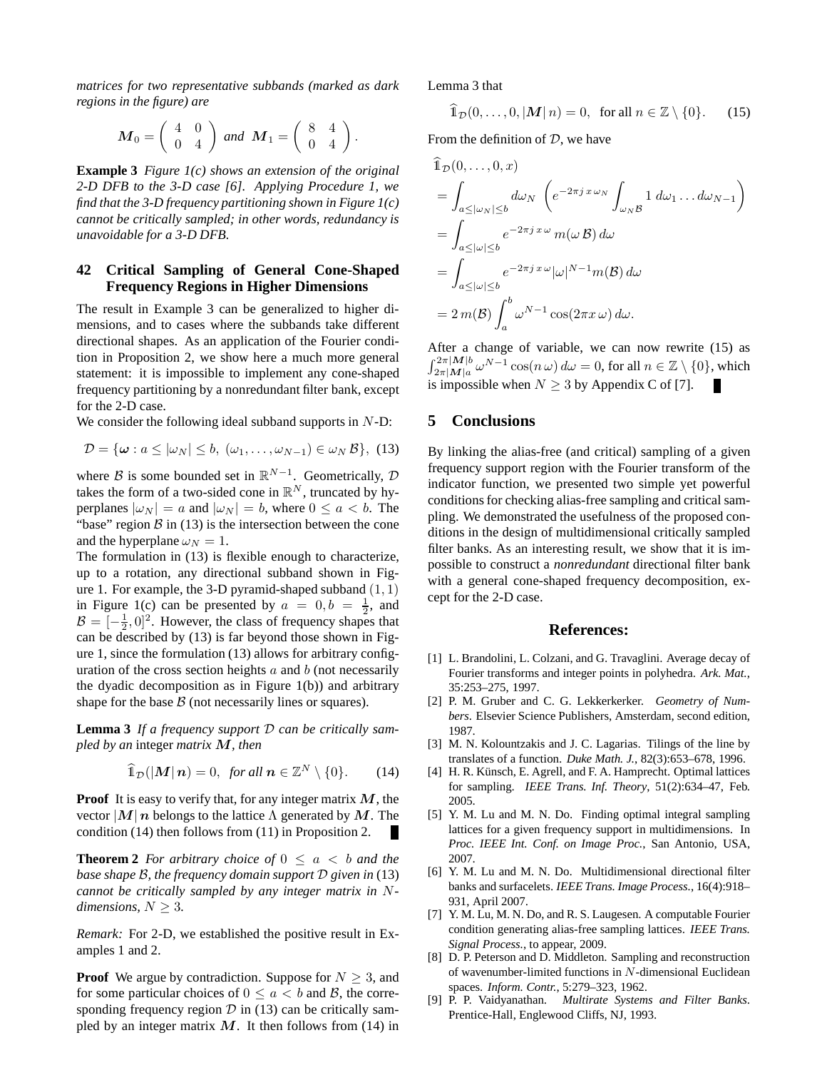*matrices for two representative subbands (marked as dark regions in the figure) are*

$$M_0 = \begin{pmatrix} 4 & 0 \\ 0 & 4 \end{pmatrix} \text{ and } M_1 = \begin{pmatrix} 8 & 4 \\ 0 & 4 \end{pmatrix}.$$

**Example 3** *Figure 1(c) shows an extension of the original 2-D DFB to the 3-D case [6]. Applying Procedure 1, we find that the 3-D frequency partitioning shown in Figure 1(c) cannot be critically sampled; in other words, redundancy is unavoidable for a 3-D DFB.*

## 42 Critical Sampling of General Cone-Shaped Frequency Regions in Higher Dimensions

The result in Example 3 can be generalized to higher dimensions, and to cases where the subbands take different directional shapes. As an application of the Fourier condition in Proposition 2, we show here a much more general statement: it is impossible to implement any cone-shaped frequency partitioning by a nonredundant filter bank, except for the 2-D case.

We consider the following ideal subband supports in $N$-D:

$$\mathcal{D} = \{\boldsymbol{\omega} : a \leq |\omega_N| \leq b,\ (\omega_1, \ldots, \omega_{N-1}) \in \omega_N \mathcal{B}\}, \quad (13)$$

where $\mathcal{B}$ is some bounded set in $\mathbb{R}^{N-1}$. Geometrically, $\mathcal{D}$ takes the form of a two-sided cone in $\mathbb{R}^N$, truncated by hyperplanes $|\omega_N| = a$ and $|\omega_N| = b$, where $0 \leq a < b$. The "base" region $\mathcal{B}$ in (13) is the intersection between the cone and the hyperplane $\omega_N = 1$.

The formulation in (13) is flexible enough to characterize, up to a rotation, any directional subband shown in Figure 1. For example, the 3-D pyramid-shaped subband $(1, 1)$ in Figure 1(c) can be presented by $a = 0, b = \frac{1}{2}$, and $\mathcal{B} = [-\frac{1}{2}, 0]^2$. However, the class of frequency shapes that can be described by (13) is far beyond those shown in Figure 1, since the formulation (13) allows for arbitrary configuration of the cross section heights $a$ and $b$ (not necessarily the dyadic decomposition as in Figure 1(b)) and arbitrary shape for the base $\mathcal{B}$ (not necessarily lines or squares).

**Lemma 3** *If a frequency support $\mathcal{D}$ can be critically sampled by an* integer *matrix $M$, then*

$$\widehat{\mathbb{1}}_{\mathcal{D}}(|M|\,\boldsymbol{n}) = 0, \quad \text{for all } \boldsymbol{n} \in \mathbb{Z}^N \setminus \{0\}. \quad (14)$$

**Proof** It is easy to verify that, for any integer matrix $M$, the vector $|M|\,\boldsymbol{n}$ belongs to the lattice $\Lambda$ generated by $M$. The condition (14) then follows from (11) in Proposition 2. ∎

**Theorem 2** *For arbitrary choice of $0 \leq a < b$ and the base shape $\mathcal{B}$, the frequency domain support $\mathcal{D}$ given in* (13) *cannot be critically sampled by any integer matrix in $N$-dimensions, $N \geq 3$.*

*Remark:* For 2-D, we established the positive result in Examples 1 and 2.

**Proof** We argue by contradiction. Suppose for $N \geq 3$, and for some particular choices of $0 \leq a < b$ and $\mathcal{B}$, the corresponding frequency region $\mathcal{D}$ in (13) can be critically sampled by an integer matrix $M$. It then follows from (14) in Lemma 3 that

$$\widehat{\mathbb{1}}_{\mathcal{D}}(0, \ldots, 0, |M|\,n) = 0, \quad \text{for all } n \in \mathbb{Z} \setminus \{0\}. \quad (15)$$

From the definition of $\mathcal{D}$, we have

$$\begin{aligned}
&\widehat{\mathbb{1}}_{\mathcal{D}}(0, \ldots, 0, x) \\
&= \int_{a \leq |\omega_N| \leq b} d\omega_N \left( e^{-2\pi j\, x\, \omega_N} \int_{\omega_N \mathcal{B}} 1 \; d\omega_1 \ldots d\omega_{N-1} \right) \\
&= \int_{a \leq |\omega| \leq b} e^{-2\pi j\, x\, \omega}\, m(\omega\, \mathcal{B})\, d\omega \\
&= \int_{a \leq |\omega| \leq b} e^{-2\pi j\, x\, \omega} |\omega|^{N-1} m(\mathcal{B})\, d\omega \\
&= 2\, m(\mathcal{B}) \int_a^b \omega^{N-1} \cos(2\pi x\, \omega)\, d\omega.
\end{aligned}$$

After a change of variable, we can now rewrite (15) as $\int_{2\pi|M|a}^{2\pi|M|b} \omega^{N-1} \cos(n\, \omega)\, d\omega = 0$, for all $n \in \mathbb{Z} \setminus \{0\}$, which is impossible when $N \geq 3$ by Appendix C of [7]. ∎

## 5 Conclusions

By linking the alias-free (and critical) sampling of a given frequency support region with the Fourier transform of the indicator function, we presented two simple yet powerful conditions for checking alias-free sampling and critical sampling. We demonstrated the usefulness of the proposed conditions in the design of multidimensional critically sampled filter banks. As an interesting result, we show that it is impossible to construct a *nonredundant* directional filter bank with a general cone-shaped frequency decomposition, except for the 2-D case.

## References:

[1] L. Brandolini, L. Colzani, and G. Travaglini. Average decay of Fourier transforms and integer points in polyhedra. *Ark. Mat.*, 35:253–275, 1997.

[2] P. M. Gruber and C. G. Lekkerkerker. *Geometry of Numbers*. Elsevier Science Publishers, Amsterdam, second edition, 1987.

[3] M. N. Kolountzakis and J. C. Lagarias. Tilings of the line by translates of a function. *Duke Math. J.*, 82(3):653–678, 1996.

[4] H. R. Künsch, E. Agrell, and F. A. Hamprecht. Optimal lattices for sampling. *IEEE Trans. Inf. Theory*, 51(2):634–47, Feb. 2005.

[5] Y. M. Lu and M. N. Do. Finding optimal integral sampling lattices for a given frequency support in multidimensions. In *Proc. IEEE Int. Conf. on Image Proc.*, San Antonio, USA, 2007.

[6] Y. M. Lu and M. N. Do. Multidimensional directional filter banks and surfacelets. *IEEE Trans. Image Process.*, 16(4):918–931, April 2007.

[7] Y. M. Lu, M. N. Do, and R. S. Laugesen. A computable Fourier condition generating alias-free sampling lattices. *IEEE Trans. Signal Process.*, to appear, 2009.

[8] D. P. Peterson and D. Middleton. Sampling and reconstruction of wavenumber-limited functions in $N$-dimensional Euclidean spaces. *Inform. Contr.*, 5:279–323, 1962.

[9] P. P. Vaidyanathan. *Multirate Systems and Filter Banks*. Prentice-Hall, Englewood Cliffs, NJ, 1993.